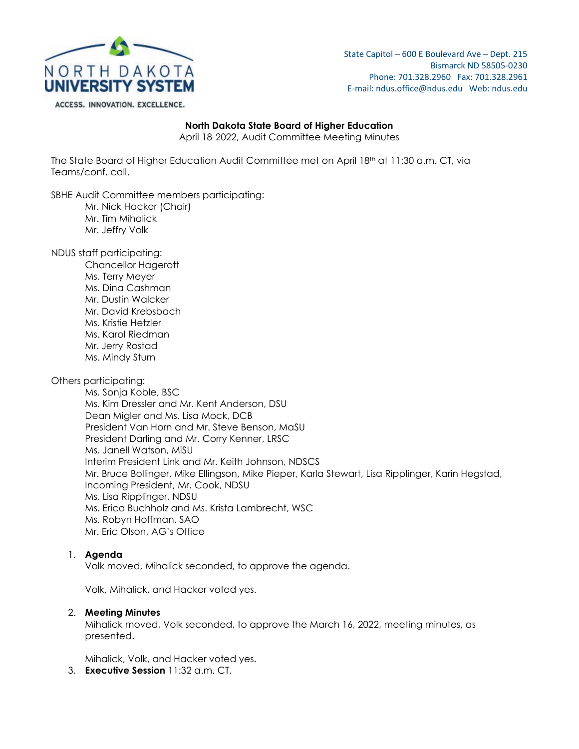NORTH DAKOTA UNIVERSITY SYSTEM

ACCESS. INNOVATION. EXCELLENCE.

State Capitol – 600 E Boulevard Ave – Dept. 215
Bismarck ND 58505-0230
Phone: 701.328.2960 Fax: 701.328.2961
E-mail: ndus.office@ndus.edu Web: ndus.edu

**North Dakota State Board of Higher Education**

April 18, 2022, Audit Committee Meeting Minutes

The State Board of Higher Education Audit Committee met on April 18th at 11:30 a.m. CT, via Teams/conf. call.

SBHE Audit Committee members participating:

- Mr. Nick Hacker (Chair)
- Mr. Tim Mihalick
- Mr. Jeffry Volk

NDUS staff participating:

- Chancellor Hagerott
- Ms. Terry Meyer
- Ms. Dina Cashman
- Mr. Dustin Walcker
- Mr. David Krebsbach
- Ms. Kristie Hetzler
- Ms. Karol Riedman
- Mr. Jerry Rostad
- Ms. Mindy Sturn

Others participating:

- Ms. Sonja Koble, BSC
- Ms. Kim Dressler and Mr. Kent Anderson, DSU
- Dean Migler and Ms. Lisa Mock, DCB
- President Van Horn and Mr. Steve Benson, MaSU
- President Darling and Mr. Corry Kenner, LRSC
- Ms. Janell Watson, MiSU
- Interim President Link and Mr. Keith Johnson, NDSCS
- Mr. Bruce Bollinger, Mike Ellingson, Mike Pieper, Karla Stewart, Lisa Ripplinger, Karin Hegstad, Incoming President, Mr. Cook, NDSU
- Ms. Lisa Ripplinger, NDSU
- Ms. Erica Buchholz and Ms. Krista Lambrecht, WSC
- Ms. Robyn Hoffman, SAO
- Mr. Eric Olson, AG's Office

1. **Agenda**

   Volk moved, Mihalick seconded, to approve the agenda.

   Volk, Mihalick, and Hacker voted yes.

2. **Meeting Minutes**

   Mihalick moved, Volk seconded, to approve the March 16, 2022, meeting minutes, as presented.

   Mihalick, Volk, and Hacker voted yes.

3. **Executive Session** 11:32 a.m. CT.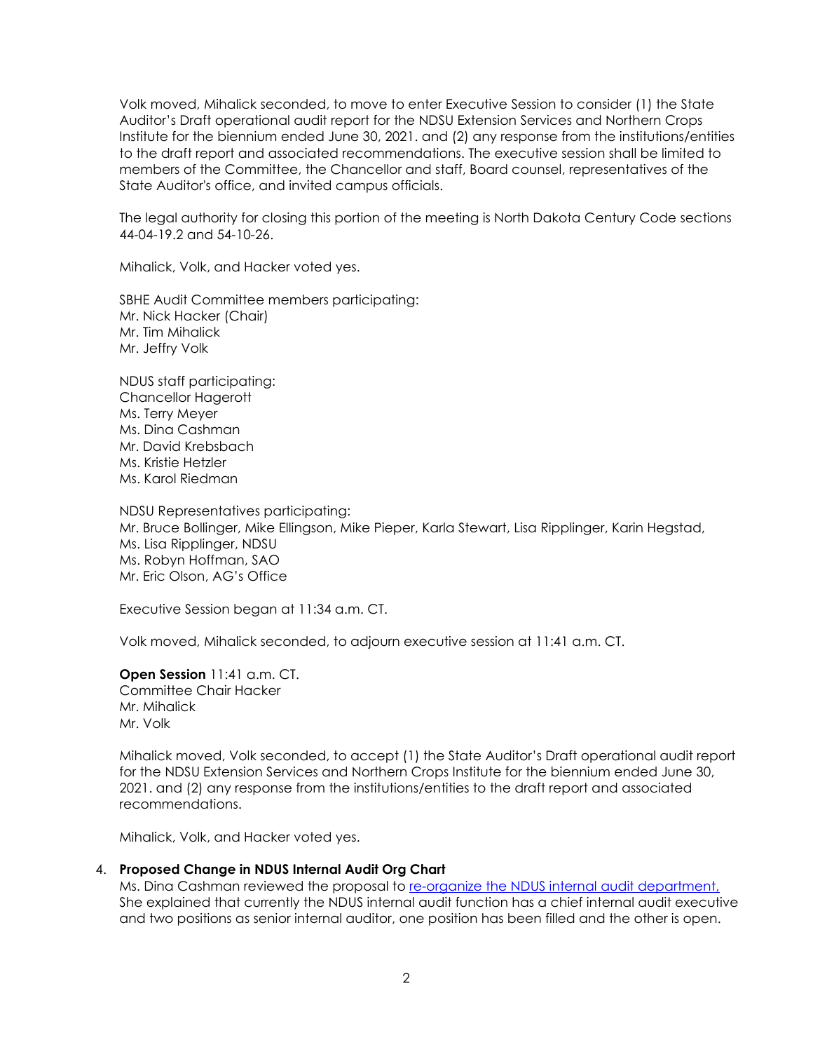Volk moved, Mihalick seconded, to move to enter Executive Session to consider (1) the State Auditor's Draft operational audit report for the NDSU Extension Services and Northern Crops Institute for the biennium ended June 30, 2021. and (2) any response from the institutions/entities to the draft report and associated recommendations. The executive session shall be limited to members of the Committee, the Chancellor and staff, Board counsel, representatives of the State Auditor's office, and invited campus officials.

The legal authority for closing this portion of the meeting is North Dakota Century Code sections 44-04-19.2 and 54-10-26.

Mihalick, Volk, and Hacker voted yes.

SBHE Audit Committee members participating:
Mr. Nick Hacker (Chair)
Mr. Tim Mihalick
Mr. Jeffry Volk

NDUS staff participating:
Chancellor Hagerott
Ms. Terry Meyer
Ms. Dina Cashman
Mr. David Krebsbach
Ms. Kristie Hetzler
Ms. Karol Riedman

NDSU Representatives participating:
Mr. Bruce Bollinger, Mike Ellingson, Mike Pieper, Karla Stewart, Lisa Ripplinger, Karin Hegstad,
Ms. Lisa Ripplinger, NDSU
Ms. Robyn Hoffman, SAO
Mr. Eric Olson, AG's Office

Executive Session began at 11:34 a.m. CT.

Volk moved, Mihalick seconded, to adjourn executive session at 11:41 a.m. CT.

**Open Session** 11:41 a.m. CT.
Committee Chair Hacker
Mr. Mihalick
Mr. Volk

Mihalick moved, Volk seconded, to accept (1) the State Auditor's Draft operational audit report for the NDSU Extension Services and Northern Crops Institute for the biennium ended June 30, 2021. and (2) any response from the institutions/entities to the draft report and associated recommendations.

Mihalick, Volk, and Hacker voted yes.

4. **Proposed Change in NDUS Internal Audit Org Chart**
   Ms. Dina Cashman reviewed the proposal to re-organize the NDUS internal audit department, She explained that currently the NDUS internal audit function has a chief internal audit executive and two positions as senior internal auditor, one position has been filled and the other is open.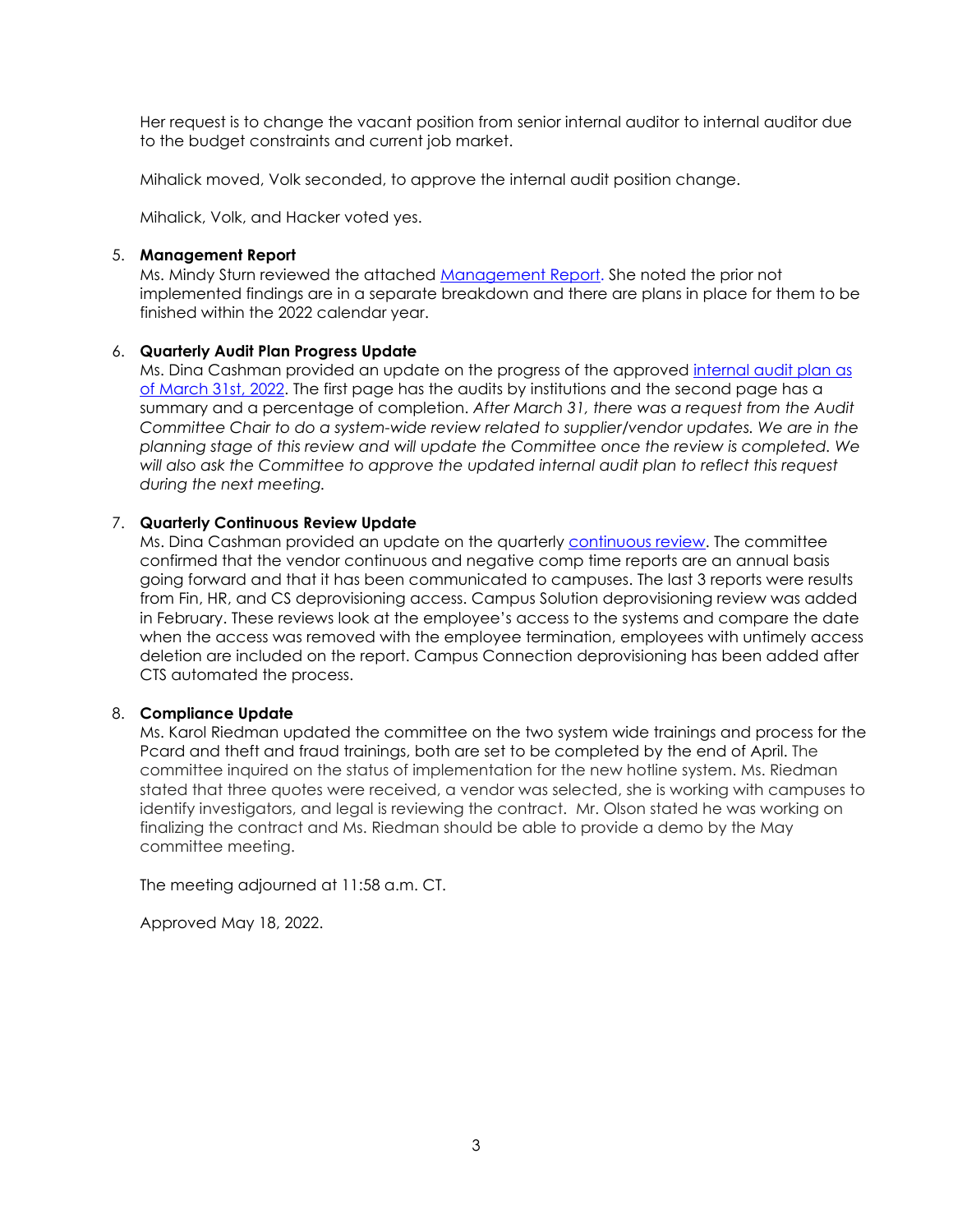Her request is to change the vacant position from senior internal auditor to internal auditor due to the budget constraints and current job market.

Mihalick moved, Volk seconded, to approve the internal audit position change.

Mihalick, Volk, and Hacker voted yes.

5. **Management Report**
   Ms. Mindy Sturn reviewed the attached Management Report. She noted the prior not implemented findings are in a separate breakdown and there are plans in place for them to be finished within the 2022 calendar year.

6. **Quarterly Audit Plan Progress Update**
   Ms. Dina Cashman provided an update on the progress of the approved internal audit plan as of March 31st, 2022. The first page has the audits by institutions and the second page has a summary and a percentage of completion. *After March 31, there was a request from the Audit Committee Chair to do a system-wide review related to supplier/vendor updates. We are in the planning stage of this review and will update the Committee once the review is completed. We will also ask the Committee to approve the updated internal audit plan to reflect this request during the next meeting.*

7. **Quarterly Continuous Review Update**
   Ms. Dina Cashman provided an update on the quarterly continuous review. The committee confirmed that the vendor continuous and negative comp time reports are an annual basis going forward and that it has been communicated to campuses. The last 3 reports were results from Fin, HR, and CS deprovisioning access. Campus Solution deprovisioning review was added in February. These reviews look at the employee's access to the systems and compare the date when the access was removed with the employee termination, employees with untimely access deletion are included on the report. Campus Connection deprovisioning has been added after CTS automated the process.

8. **Compliance Update**
   Ms. Karol Riedman updated the committee on the two system wide trainings and process for the Pcard and theft and fraud trainings, both are set to be completed by the end of April. The committee inquired on the status of implementation for the new hotline system. Ms. Riedman stated that three quotes were received, a vendor was selected, she is working with campuses to identify investigators, and legal is reviewing the contract. Mr. Olson stated he was working on finalizing the contract and Ms. Riedman should be able to provide a demo by the May committee meeting.

The meeting adjourned at 11:58 a.m. CT.

Approved May 18, 2022.